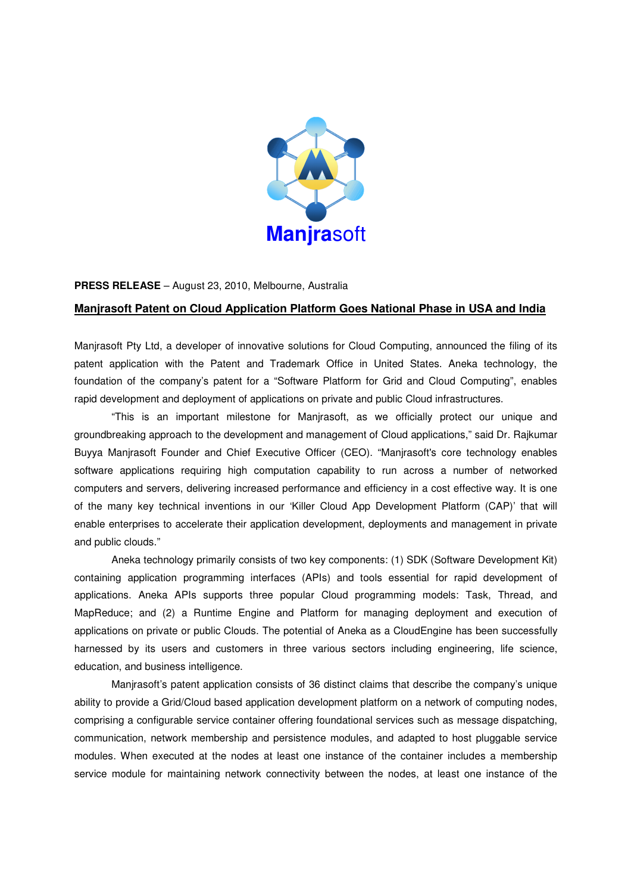Manjrasoft

**PRESS RELEASE** – August 23, 2010, Melbourne, Australia

**Manjrasoft Patent on Cloud Application Platform Goes National Phase in USA and India**

Manjrasoft Pty Ltd, a developer of innovative solutions for Cloud Computing, announced the filing of its patent application with the Patent and Trademark Office in United States. Aneka technology, the foundation of the company's patent for a "Software Platform for Grid and Cloud Computing", enables rapid development and deployment of applications on private and public Cloud infrastructures.

"This is an important milestone for Manjrasoft, as we officially protect our unique and groundbreaking approach to the development and management of Cloud applications," said Dr. Rajkumar Buyya Manjrasoft Founder and Chief Executive Officer (CEO). "Manjrasoft's core technology enables software applications requiring high computation capability to run across a number of networked computers and servers, delivering increased performance and efficiency in a cost effective way. It is one of the many key technical inventions in our 'Killer Cloud App Development Platform (CAP)' that will enable enterprises to accelerate their application development, deployments and management in private and public clouds."

Aneka technology primarily consists of two key components: (1) SDK (Software Development Kit) containing application programming interfaces (APIs) and tools essential for rapid development of applications. Aneka APIs supports three popular Cloud programming models: Task, Thread, and MapReduce; and (2) a Runtime Engine and Platform for managing deployment and execution of applications on private or public Clouds. The potential of Aneka as a CloudEngine has been successfully harnessed by its users and customers in three various sectors including engineering, life science, education, and business intelligence.

Manjrasoft's patent application consists of 36 distinct claims that describe the company's unique ability to provide a Grid/Cloud based application development platform on a network of computing nodes, comprising a configurable service container offering foundational services such as message dispatching, communication, network membership and persistence modules, and adapted to host pluggable service modules. When executed at the nodes at least one instance of the container includes a membership service module for maintaining network connectivity between the nodes, at least one instance of the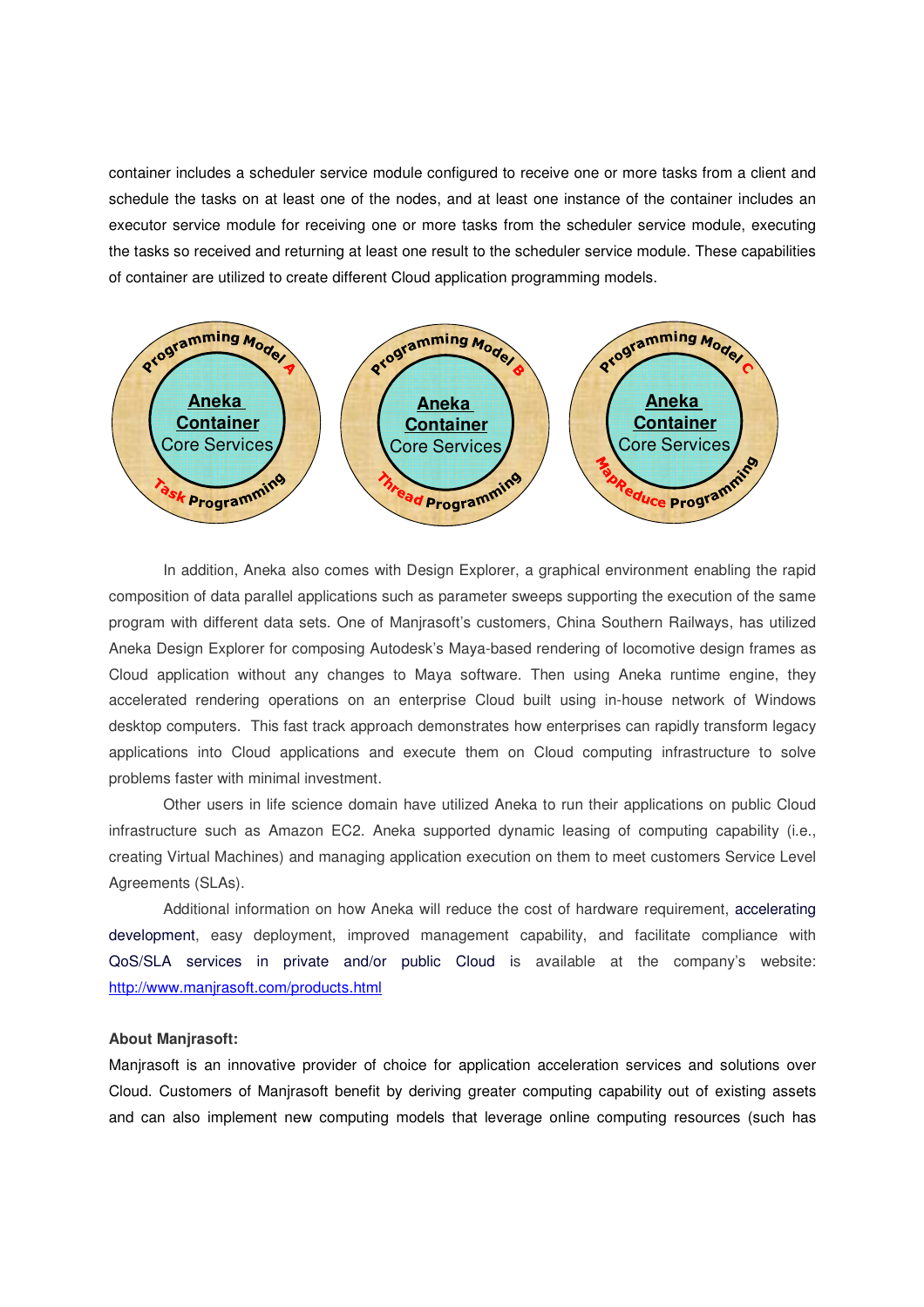container includes a scheduler service module configured to receive one or more tasks from a client and schedule the tasks on at least one of the nodes, and at least one instance of the container includes an executor service module for receiving one or more tasks from the scheduler service module, executing the tasks so received and returning at least one result to the scheduler service module. These capabilities of container are utilized to create different Cloud application programming models.

In addition, Aneka also comes with Design Explorer, a graphical environment enabling the rapid composition of data parallel applications such as parameter sweeps supporting the execution of the same program with different data sets. One of Manjrasoft's customers, China Southern Railways, has utilized Aneka Design Explorer for composing Autodesk's Maya-based rendering of locomotive design frames as Cloud application without any changes to Maya software. Then using Aneka runtime engine, they accelerated rendering operations on an enterprise Cloud built using in-house network of Windows desktop computers. This fast track approach demonstrates how enterprises can rapidly transform legacy applications into Cloud applications and execute them on Cloud computing infrastructure to solve problems faster with minimal investment.

Other users in life science domain have utilized Aneka to run their applications on public Cloud infrastructure such as Amazon EC2. Aneka supported dynamic leasing of computing capability (i.e., creating Virtual Machines) and managing application execution on them to meet customers Service Level Agreements (SLAs).

Additional information on how Aneka will reduce the cost of hardware requirement, accelerating development, easy deployment, improved management capability, and facilitate compliance with QoS/SLA services in private and/or public Cloud is available at the company's website: http://www.manjrasoft.com/products.html

**About Manjrasoft:**

Manjrasoft is an innovative provider of choice for application acceleration services and solutions over Cloud. Customers of Manjrasoft benefit by deriving greater computing capability out of existing assets and can also implement new computing models that leverage online computing resources (such has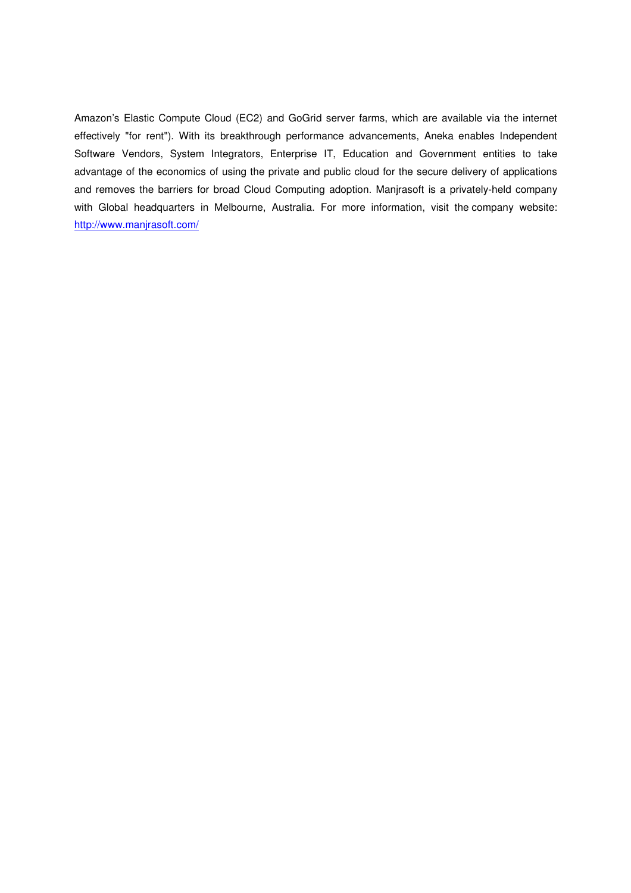Amazon’s Elastic Compute Cloud (EC2) and GoGrid server farms, which are available via the internet effectively "for rent"). With its breakthrough performance advancements, Aneka enables Independent Software Vendors, System Integrators, Enterprise IT, Education and Government entities to take advantage of the economics of using the private and public cloud for the secure delivery of applications and removes the barriers for broad Cloud Computing adoption. Manjrasoft is a privately-held company with Global headquarters in Melbourne, Australia. For more information, visit the company website: http://www.manjrasoft.com/